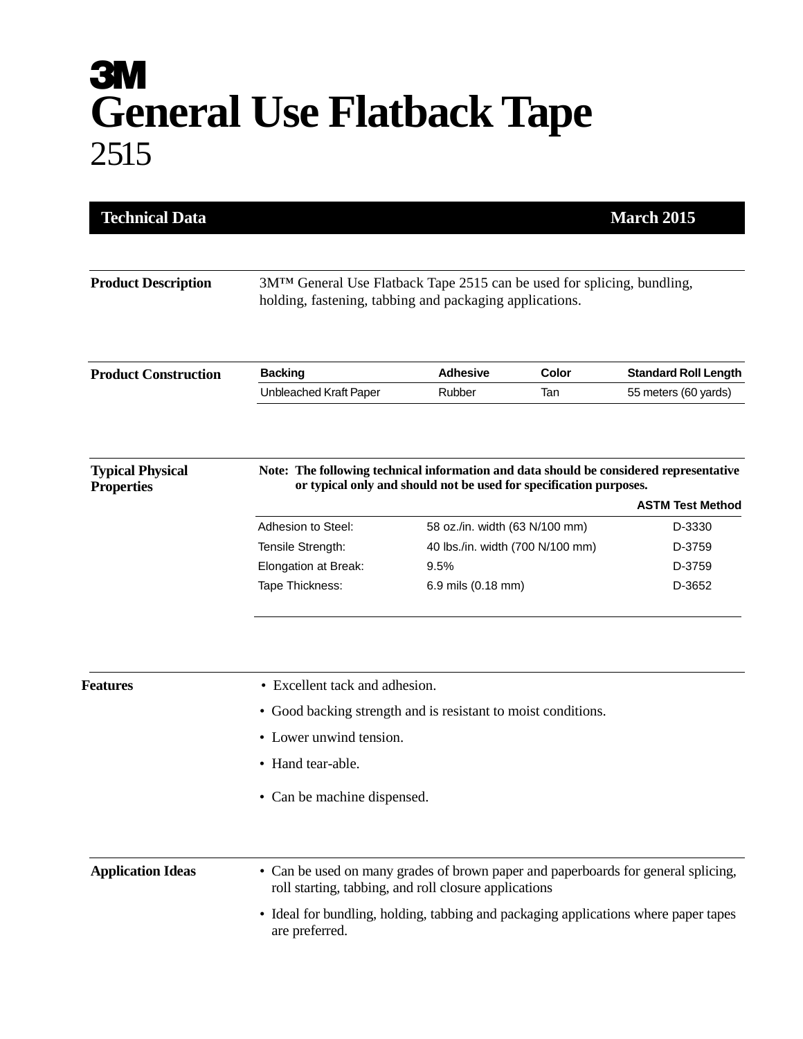# 3M

# General Use Flatback Tape

## 2515

**Technical Data** **March 2015**

### Product Description

3M™ General Use Flatback Tape 2515 can be used for splicing, bundling, holding, fastening, tabbing and packaging applications.

### Product Construction

| Backing | Adhesive | Color | Standard Roll Length |
|---|---|---|---|
| Unbleached Kraft Paper | Rubber | Tan | 55 meters (60 yards) |

### Typical Physical Properties

**Note: The following technical information and data should be considered representative or typical only and should not be used for specification purposes.**

| | | ASTM Test Method |
|---|---|---|
| Adhesion to Steel: | 58 oz./in. width (63 N/100 mm) | D-3330 |
| Tensile Strength: | 40 lbs./in. width (700 N/100 mm) | D-3759 |
| Elongation at Break: | 9.5% | D-3759 |
| Tape Thickness: | 6.9 mils (0.18 mm) | D-3652 |

### Features

- Excellent tack and adhesion.
- Good backing strength and is resistant to moist conditions.
- Lower unwind tension.
- Hand tear-able.
- Can be machine dispensed.

### Application Ideas

- Can be used on many grades of brown paper and paperboards for general splicing, roll starting, tabbing, and roll closure applications
- Ideal for bundling, holding, tabbing and packaging applications where paper tapes are preferred.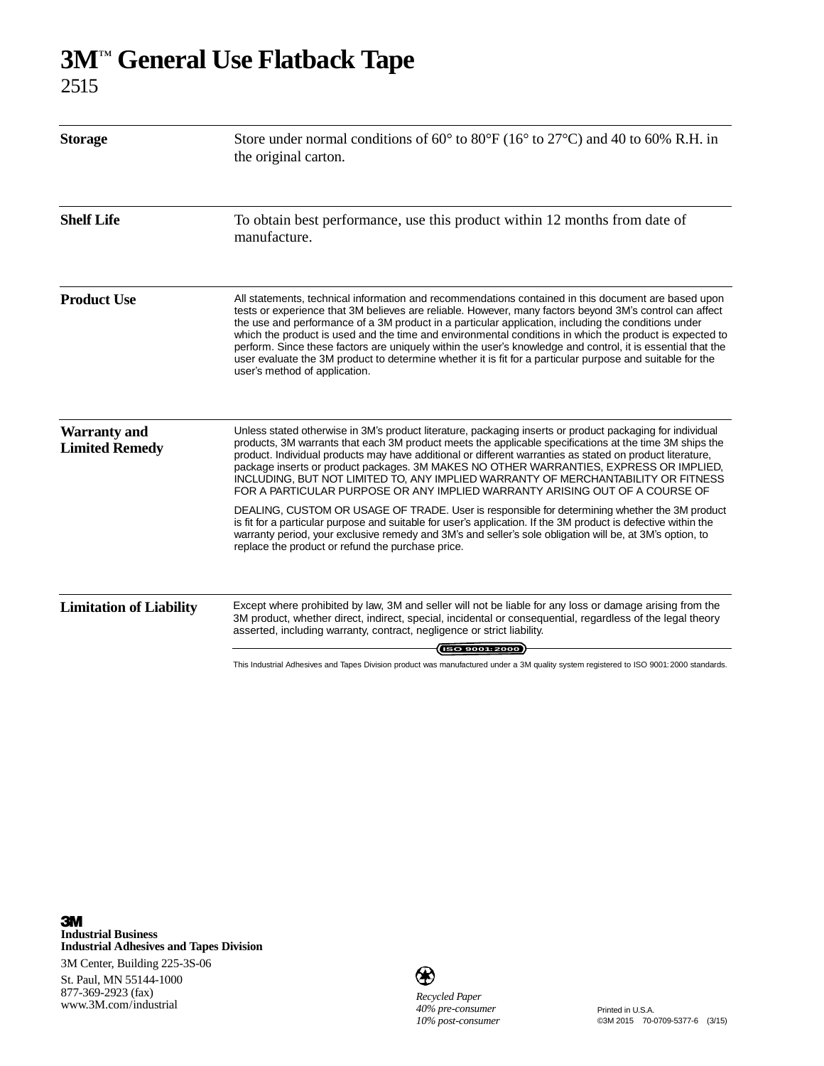# 3M™ General Use Flatback Tape

2515

| | |
|---|---|
| **Storage** | Store under normal conditions of 60° to 80°F (16° to 27°C) and 40 to 60% R.H. in the original carton. |
| **Shelf Life** | To obtain best performance, use this product within 12 months from date of manufacture. |
| **Product Use** | All statements, technical information and recommendations contained in this document are based upon tests or experience that 3M believes are reliable. However, many factors beyond 3M's control can affect the use and performance of a 3M product in a particular application, including the conditions under which the product is used and the time and environmental conditions in which the product is expected to perform. Since these factors are uniquely within the user's knowledge and control, it is essential that the user evaluate the 3M product to determine whether it is fit for a particular purpose and suitable for the user's method of application. |
| **Warranty and Limited Remedy** | Unless stated otherwise in 3M's product literature, packaging inserts or product packaging for individual products, 3M warrants that each 3M product meets the applicable specifications at the time 3M ships the product. Individual products may have additional or different warranties as stated on product literature, package inserts or product packages. 3M MAKES NO OTHER WARRANTIES, EXPRESS OR IMPLIED, INCLUDING, BUT NOT LIMITED TO, ANY IMPLIED WARRANTY OF MERCHANTABILITY OR FITNESS FOR A PARTICULAR PURPOSE OR ANY IMPLIED WARRANTY ARISING OUT OF A COURSE OF DEALING, CUSTOM OR USAGE OF TRADE. User is responsible for determining whether the 3M product is fit for a particular purpose and suitable for user's application. If the 3M product is defective within the warranty period, your exclusive remedy and 3M's and seller's sole obligation will be, at 3M's option, to replace the product or refund the purchase price. |
| **Limitation of Liability** | Except where prohibited by law, 3M and seller will not be liable for any loss or damage arising from the 3M product, whether direct, indirect, special, incidental or consequential, regardless of the legal theory asserted, including warranty, contract, negligence or strict liability. |

ISO 9001:2000

This Industrial Adhesives and Tapes Division product was manufactured under a 3M quality system registered to ISO 9001:2000 standards.

**3M**
**Industrial Business**
**Industrial Adhesives and Tapes Division**

3M Center, Building 225-3S-06
St. Paul, MN 55144-1000
877-369-2923 (fax)
www.3M.com/industrial

*Recycled Paper*
*40% pre-consumer*
*10% post-consumer*

Printed in U.S.A.
©3M 2015 70-0709-5377-6 (3/15)